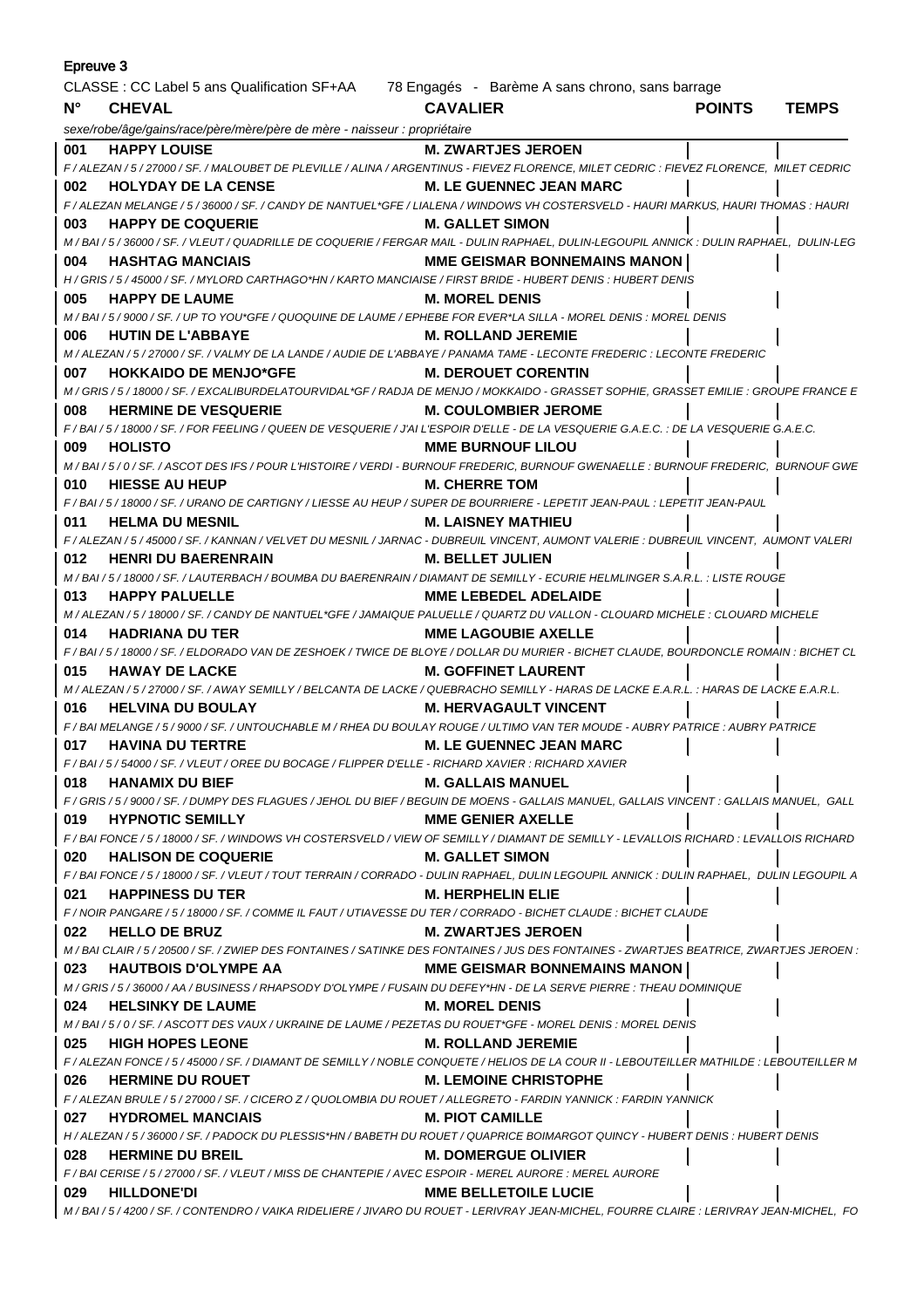Epreuve 3

CLASSE : CC Label 5 ans Qualification SF+AA  78 Engagés - Barème A sans chrono, sans barrage

| N° | CHEVAL | CAVALIER | POINTS | TEMPS |
|---|---|---|---|---|
| | *sexe/robe/âge/gains/race/père/mère/père de mère - naisseur : propriétaire* | | | |
| 001 | **HAPPY LOUISE** | **M. ZWARTJES JEROEN** | | |
| | *F / ALEZAN / 5 / 27000 / SF. / MALOUBET DE PLEVILLE / ALINA / ARGENTINUS - FIEVEZ FLORENCE, MILET CEDRIC : FIEVEZ FLORENCE, MILET CEDRIC* | | | |
| 002 | **HOLYDAY DE LA CENSE** | **M. LE GUENNEC JEAN MARC** | | |
| | *F / ALEZAN MELANGE / 5 / 36000 / SF. / CANDY DE NANTUEL\*GFE / LIALENA / WINDOWS VH COSTERSVELD - HAURI MARKUS, HAURI THOMAS : HAURI* | | | |
| 003 | **HAPPY DE COQUERIE** | **M. GALLET SIMON** | | |
| | *M / BAI / 5 / 36000 / SF. / VLEUT / QUADRILLE DE COQUERIE / FERGAR MAIL - DULIN RAPHAEL, DULIN-LEGOUPIL ANNICK : DULIN RAPHAEL, DULIN-LEG* | | | |
| 004 | **HASHTAG MANCIAIS** | **MME GEISMAR BONNEMAINS MANON** | | |
| | *H / GRIS / 5 / 45000 / SF. / MYLORD CARTHAGO\*HN / KARTO MANCIAISE / FIRST BRIDE - HUBERT DENIS : HUBERT DENIS* | | | |
| 005 | **HAPPY DE LAUME** | **M. MOREL DENIS** | | |
| | *M / BAI / 5 / 9000 / SF. / UP TO YOU\*GFE / QUOQUINE DE LAUME / EPHEBE FOR EVER\*LA SILLA - MOREL DENIS : MOREL DENIS* | | | |
| 006 | **HUTIN DE L'ABBAYE** | **M. ROLLAND JEREMIE** | | |
| | *M / ALEZAN / 5 / 27000 / SF. / VALMY DE LA LANDE / AUDIE DE L'ABBAYE / PANAMA TAME - LECONTE FREDERIC : LECONTE FREDERIC* | | | |
| 007 | **HOKKAIDO DE MENJO\*GFE** | **M. DEROUET CORENTIN** | | |
| | *M / GRIS / 5 / 18000 / SF. / EXCALIBURDELATOURVIDAL\*GF / RADJA DE MENJO / MOKKAIDO - GRASSET SOPHIE, GRASSET EMILIE : GROUPE FRANCE E* | | | |
| 008 | **HERMINE DE VESQUERIE** | **M. COULOMBIER JEROME** | | |
| | *F / BAI / 5 / 18000 / SF. / FOR FEELING / QUEEN DE VESQUERIE / J'AI L'ESPOIR D'ELLE - DE LA VESQUERIE G.A.E.C. : DE LA VESQUERIE G.A.E.C.* | | | |
| 009 | **HOLISTO** | **MME BURNOUF LILOU** | | |
| | *M / BAI / 5 / 0 / SF. / ASCOT DES IFS / POUR L'HISTOIRE / VERDI - BURNOUF FREDERIC, BURNOUF GWENAELLE : BURNOUF FREDERIC, BURNOUF GWE* | | | |
| 010 | **HIESSE AU HEUP** | **M. CHERRE TOM** | | |
| | *F / BAI / 5 / 18000 / SF. / URANO DE CARTIGNY / LIESSE AU HEUP / SUPER DE BOURRIERE - LEPETIT JEAN-PAUL : LEPETIT JEAN-PAUL* | | | |
| 011 | **HELMA DU MESNIL** | **M. LAISNEY MATHIEU** | | |
| | *F / ALEZAN / 5 / 45000 / SF. / KANNAN / VELVET DU MESNIL / JARNAC - DUBREUIL VINCENT, AUMONT VALERIE : DUBREUIL VINCENT, AUMONT VALERI* | | | |
| 012 | **HENRI DU BAERENRAIN** | **M. BELLET JULIEN** | | |
| | *M / BAI / 5 / 18000 / SF. / LAUTERBACH / BOUMBA DU BAERENRAIN / DIAMANT DE SEMILLY - ECURIE HELMLINGER S.A.R.L. : LISTE ROUGE* | | | |
| 013 | **HAPPY PALUELLE** | **MME LEBEDEL ADELAIDE** | | |
| | *M / ALEZAN / 5 / 18000 / SF. / CANDY DE NANTUEL\*GFE / JAMAIQUE PALUELLE / QUARTZ DU VALLON - CLOUARD MICHELE : CLOUARD MICHELE* | | | |
| 014 | **HADRIANA DU TER** | **MME LAGOUBIE AXELLE** | | |
| | *F / BAI / 5 / 18000 / SF. / ELDORADO VAN DE ZESHOEK / TWICE DE BLOYE / DOLLAR DU MURIER - BICHET CLAUDE, BOURDONCLE ROMAIN : BICHET CL* | | | |
| 015 | **HAWAY DE LACKE** | **M. GOFFINET LAURENT** | | |
| | *M / ALEZAN / 5 / 27000 / SF. / AWAY SEMILLY / BELCANTA DE LACKE / QUEBRACHO SEMILLY - HARAS DE LACKE E.A.R.L. : HARAS DE LACKE E.A.R.L.* | | | |
| 016 | **HELVINA DU BOULAY** | **M. HERVAGAULT VINCENT** | | |
| | *F / BAI MELANGE / 5 / 9000 / SF. / UNTOUCHABLE M / RHEA DU BOULAY ROUGE / ULTIMO VAN TER MOUDE - AUBRY PATRICE : AUBRY PATRICE* | | | |
| 017 | **HAVINA DU TERTRE** | **M. LE GUENNEC JEAN MARC** | | |
| | *F / BAI / 5 / 54000 / SF. / VLEUT / OREE DU BOCAGE / FLIPPER D'ELLE - RICHARD XAVIER : RICHARD XAVIER* | | | |
| 018 | **HANAMIX DU BIEF** | **M. GALLAIS MANUEL** | | |
| | *F / GRIS / 5 / 9000 / SF. / DUMPY DES FLAGUES / JEHOL DU BIEF / BEGUIN DE MOENS - GALLAIS MANUEL, GALLAIS VINCENT : GALLAIS MANUEL, GALL* | | | |
| 019 | **HYPNOTIC SEMILLY** | **MME GENIER AXELLE** | | |
| | *F / BAI FONCE / 5 / 18000 / SF. / WINDOWS VH COSTERSVELD / VIEW OF SEMILLY / DIAMANT DE SEMILLY - LEVALLOIS RICHARD : LEVALLOIS RICHARD* | | | |
| 020 | **HALISON DE COQUERIE** | **M. GALLET SIMON** | | |
| | *F / BAI FONCE / 5 / 18000 / SF. / VLEUT / TOUT TERRAIN / CORRADO - DULIN RAPHAEL, DULIN LEGOUPIL ANNICK : DULIN RAPHAEL, DULIN LEGOUPIL A* | | | |
| 021 | **HAPPINESS DU TER** | **M. HERPHELIN ELIE** | | |
| | *F / NOIR PANGARE / 5 / 18000 / SF. / COMME IL FAUT / UTIAVESSE DU TER / CORRADO - BICHET CLAUDE : BICHET CLAUDE* | | | |
| 022 | **HELLO DE BRUZ** | **M. ZWARTJES JEROEN** | | |
| | *M / BAI CLAIR / 5 / 20500 / SF. / ZWIEP DES FONTAINES / SATINKE DES FONTAINES / JUS DES FONTAINES - ZWARTJES BEATRICE, ZWARTJES JEROEN :* | | | |
| 023 | **HAUTBOIS D'OLYMPE AA** | **MME GEISMAR BONNEMAINS MANON** | | |
| | *M / GRIS / 5 / 36000 / AA / BUSINESS / RHAPSODY D'OLYMPE / FUSAIN DU DEFEY\*HN - DE LA SERVE PIERRE : THEAU DOMINIQUE* | | | |
| 024 | **HELSINKY DE LAUME** | **M. MOREL DENIS** | | |
| | *M / BAI / 5 / 0 / SF. / ASCOTT DES VAUX / UKRAINE DE LAUME / PEZETAS DU ROUET\*GFE - MOREL DENIS : MOREL DENIS* | | | |
| 025 | **HIGH HOPES LEONE** | **M. ROLLAND JEREMIE** | | |
| | *F / ALEZAN FONCE / 5 / 45000 / SF. / DIAMANT DE SEMILLY / NOBLE CONQUETE / HELIOS DE LA COUR II - LEBOUTEILLER MATHILDE : LEBOUTEILLER M* | | | |
| 026 | **HERMINE DU ROUET** | **M. LEMOINE CHRISTOPHE** | | |
| | *F / ALEZAN BRULE / 5 / 27000 / SF. / CICERO Z / QUOLOMBIA DU ROUET / ALLEGRETO - FARDIN YANNICK : FARDIN YANNICK* | | | |
| 027 | **HYDROMEL MANCIAIS** | **M. PIOT CAMILLE** | | |
| | *H / ALEZAN / 5 / 36000 / SF. / PADOCK DU PLESSIS\*HN / BABETH DU ROUET / QUAPRICE BOIMARGOT QUINCY - HUBERT DENIS : HUBERT DENIS* | | | |
| 028 | **HERMINE DU BREIL** | **M. DOMERGUE OLIVIER** | | |
| | *F / BAI CERISE / 5 / 27000 / SF. / VLEUT / MISS DE CHANTEPIE / AVEC ESPOIR - MEREL AURORE : MEREL AURORE* | | | |
| 029 | **HILLDONE'DI** | **MME BELLETOILE LUCIE** | | |
| | *M / BAI / 5 / 4200 / SF. / CONTENDRO / VAIKA RIDELIERE / JIVARO DU ROUET - LERIVRAY JEAN-MICHEL, FOURRE CLAIRE : LERIVRAY JEAN-MICHEL, FO* | | | |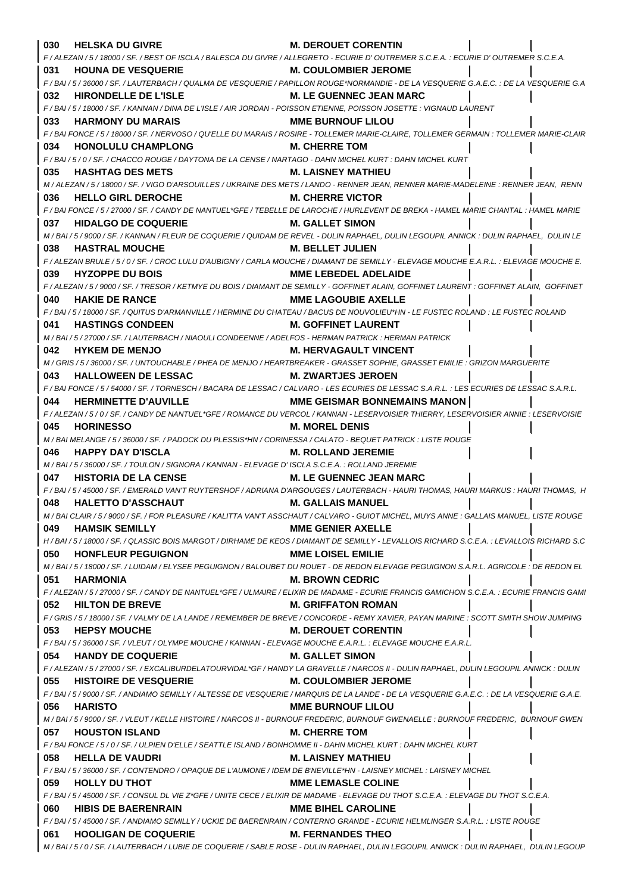**030 HELSKA DU GIVRE** — **M. DEROUET CORENTIN**
*F / ALEZAN / 5 / 18000 / SF. / BEST OF ISCLA / BALESCA DU GIVRE / ALLEGRETO - ECURIE D' OUTREMER S.C.E.A. : ECURIE D' OUTREMER S.C.E.A.*

**031 HOUNA DE VESQUERIE** — **M. COULOMBIER JEROME**
*F / BAI / 5 / 36000 / SF. / LAUTERBACH / QUALMA DE VESQUERIE / PAPILLON ROUGE\*NORMANDIE - DE LA VESQUERIE G.A.E.C. : DE LA VESQUERIE G.A*

**032 HIRONDELLE DE L'ISLE** — **M. LE GUENNEC JEAN MARC**
*F / BAI / 5 / 18000 / SF. / KANNAN / DINA DE L'ISLE / AIR JORDAN - POISSON ETIENNE, POISSON JOSETTE : VIGNAUD LAURENT*

**033 HARMONY DU MARAIS** — **MME BURNOUF LILOU**
*F / BAI FONCE / 5 / 18000 / SF. / NERVOSO / QU'ELLE DU MARAIS / ROSIRE - TOLLEMER MARIE-CLAIRE, TOLLEMER GERMAIN : TOLLEMER MARIE-CLAIR*

**034 HONOLULU CHAMPLONG** — **M. CHERRE TOM**
*F / BAI / 5 / 0 / SF. / CHACCO ROUGE / DAYTONA DE LA CENSE / NARTAGO - DAHN MICHEL KURT : DAHN MICHEL KURT*

**035 HASHTAG DES METS** — **M. LAISNEY MATHIEU**
*M / ALEZAN / 5 / 18000 / SF. / VIGO D'ARSOUILLES / UKRAINE DES METS / LANDO - RENNER JEAN, RENNER MARIE-MADELEINE : RENNER JEAN, RENN*

**036 HELLO GIRL DEROCHE** — **M. CHERRE VICTOR**
*F / BAI FONCE / 5 / 27000 / SF. / CANDY DE NANTUEL\*GFE / TEBELLE DE LAROCHE / HURLEVENT DE BREKA - HAMEL MARIE CHANTAL : HAMEL MARIE*

**037 HIDALGO DE COQUERIE** — **M. GALLET SIMON**
*M / BAI / 5 / 9000 / SF. / KANNAN / FLEUR DE COQUERIE / QUIDAM DE REVEL - DULIN RAPHAEL, DULIN LEGOUPIL ANNICK : DULIN RAPHAEL, DULIN LE*

**038 HASTRAL MOUCHE** — **M. BELLET JULIEN**
*F / ALEZAN BRULE / 5 / 0 / SF. / CROC LULU D'AUBIGNY / CARLA MOUCHE / DIAMANT DE SEMILLY - ELEVAGE MOUCHE E.A.R.L. : ELEVAGE MOUCHE E.*

**039 HYZOPPE DU BOIS** — **MME LEBEDEL ADELAIDE**
*F / ALEZAN / 5 / 9000 / SF. / TRESOR / KETMYE DU BOIS / DIAMANT DE SEMILLY - GOFFINET ALAIN, GOFFINET LAURENT : GOFFINET ALAIN, GOFFINET*

**040 HAKIE DE RANCE** — **MME LAGOUBIE AXELLE**
*F / BAI / 5 / 18000 / SF. / QUITUS D'ARMANVILLE / HERMINE DU CHATEAU / BACUS DE NOUVOLIEU\*HN - LE FUSTEC ROLAND : LE FUSTEC ROLAND*

**041 HASTINGS CONDEEN** — **M. GOFFINET LAURENT**
*M / BAI / 5 / 27000 / SF. / LAUTERBACH / NIAOULI CONDEENNE / ADELFOS - HERMAN PATRICK : HERMAN PATRICK*

**042 HYKEM DE MENJO** — **M. HERVAGAULT VINCENT**
*M / GRIS / 5 / 36000 / SF. / UNTOUCHABLE / PHEA DE MENJO / HEARTBREAKER - GRASSET SOPHIE, GRASSET EMILIE : GRIZON MARGUERITE*

**043 HALLOWEEN DE LESSAC** — **M. ZWARTJES JEROEN**
*F / BAI FONCE / 5 / 54000 / SF. / TORNESCH / BACARA DE LESSAC / CALVARO - LES ECURIES DE LESSAC S.A.R.L. : LES ECURIES DE LESSAC S.A.R.L.*

**044 HERMINETTE D'AUVILLE** — **MME GEISMAR BONNEMAINS MANON**
*F / ALEZAN / 5 / 0 / SF. / CANDY DE NANTUEL\*GFE / ROMANCE DU VERCOL / KANNAN - LESERVOISIER THIERRY, LESERVOISIER ANNIE : LESERVOISIE*

**045 HORINESSO** — **M. MOREL DENIS**
*M / BAI MELANGE / 5 / 36000 / SF. / PADOCK DU PLESSIS\*HN / CORINESSA / CALATO - BEQUET PATRICK : LISTE ROUGE*

**046 HAPPY DAY D'ISCLA** — **M. ROLLAND JEREMIE**
*M / BAI / 5 / 36000 / SF. / TOULON / SIGNORA / KANNAN - ELEVAGE D' ISCLA S.C.E.A. : ROLLAND JEREMIE*

**047 HISTORIA DE LA CENSE** — **M. LE GUENNEC JEAN MARC**
*F / BAI / 5 / 45000 / SF. / EMERALD VAN'T RUYTERSHOF / ADRIANA D'ARGOUGES / LAUTERBACH - HAURI THOMAS, HAURI MARKUS : HAURI THOMAS, H*

**048 HALETTO D'ASSCHAUT** — **M. GALLAIS MANUEL**
*M / BAI CLAIR / 5 / 9000 / SF. / FOR PLEASURE / KALITTA VAN'T ASSCHAUT / CALVARO - GUIOT MICHEL, MUYS ANNE : GALLAIS MANUEL, LISTE ROUGE*

**049 HAMSIK SEMILLY** — **MME GENIER AXELLE**
*H / BAI / 5 / 18000 / SF. / QLASSIC BOIS MARGOT / DIRHAME DE KEOS / DIAMANT DE SEMILLY - LEVALLOIS RICHARD S.C.E.A. : LEVALLOIS RICHARD S.C*

**050 HONFLEUR PEGUIGNON** — **MME LOISEL EMILIE**
*M / BAI / 5 / 18000 / SF. / LUIDAM / ELYSEE PEGUIGNON / BALOUBET DU ROUET - DE REDON ELEVAGE PEGUIGNON S.A.R.L. AGRICOLE : DE REDON EL*

**051 HARMONIA** — **M. BROWN CEDRIC**
*F / ALEZAN / 5 / 27000 / SF. / CANDY DE NANTUEL\*GFE / ULMAIRE / ELIXIR DE MADAME - ECURIE FRANCIS GAMICHON S.C.E.A. : ECURIE FRANCIS GAMI*

**052 HILTON DE BREVE** — **M. GRIFFATON ROMAN**
*F / GRIS / 5 / 18000 / SF. / VALMY DE LA LANDE / REMEMBER DE BREVE / CONCORDE - REMY XAVIER, PAYAN MARINE : SCOTT SMITH SHOW JUMPING*

**053 HEPSY MOUCHE** — **M. DEROUET CORENTIN**
*F / BAI / 5 / 36000 / SF. / VLEUT / OLYMPE MOUCHE / KANNAN - ELEVAGE MOUCHE E.A.R.L. : ELEVAGE MOUCHE E.A.R.L.*

**054 HANDY DE COQUERIE** — **M. GALLET SIMON**
*F / ALEZAN / 5 / 27000 / SF. / EXCALIBURDELATOURVIDAL\*GF / HANDY LA GRAVELLE / NARCOS II - DULIN RAPHAEL, DULIN LEGOUPIL ANNICK : DULIN*

**055 HISTOIRE DE VESQUERIE** — **M. COULOMBIER JEROME**
*F / BAI / 5 / 9000 / SF. / ANDIAMO SEMILLY / ALTESSE DE VESQUERIE / MARQUIS DE LA LANDE - DE LA VESQUERIE G.A.E.C. : DE LA VESQUERIE G.A.E.*

**056 HARISTO** — **MME BURNOUF LILOU**
*M / BAI / 5 / 9000 / SF. / VLEUT / KELLE HISTOIRE / NARCOS II - BURNOUF FREDERIC, BURNOUF GWENAELLE : BURNOUF FREDERIC, BURNOUF GWEN*

**057 HOUSTON ISLAND** — **M. CHERRE TOM**
*F / BAI FONCE / 5 / 0 / SF. / ULPIEN D'ELLE / SEATTLE ISLAND / BONHOMME II - DAHN MICHEL KURT : DAHN MICHEL KURT*

**058 HELLA DE VAUDRI** — **M. LAISNEY MATHIEU**
*F / BAI / 5 / 36000 / SF. / CONTENDRO / OPAQUE DE L'AUMONE / IDEM DE B'NEVILLE\*HN - LAISNEY MICHEL : LAISNEY MICHEL*

**059 HOLLY DU THOT** — **MME LEMASLE COLINE**
*F / BAI / 5 / 45000 / SF. / CONSUL DL VIE Z\*GFE / UNITE CECE / ELIXIR DE MADAME - ELEVAGE DU THOT S.C.E.A. : ELEVAGE DU THOT S.C.E.A.*

**060 HIBIS DE BAERENRAIN** — **MME BIHEL CAROLINE**
*F / BAI / 5 / 45000 / SF. / ANDIAMO SEMILLY / UCKIE DE BAERENRAIN / CONTERNO GRANDE - ECURIE HELMLINGER S.A.R.L. : LISTE ROUGE*

**061 HOOLIGAN DE COQUERIE** — **M. FERNANDES THEO**
*M / BAI / 5 / 0 / SF. / LAUTERBACH / LUBIE DE COQUERIE / SABLE ROSE - DULIN RAPHAEL, DULIN LEGOUPIL ANNICK : DULIN RAPHAEL, DULIN LEGOUP*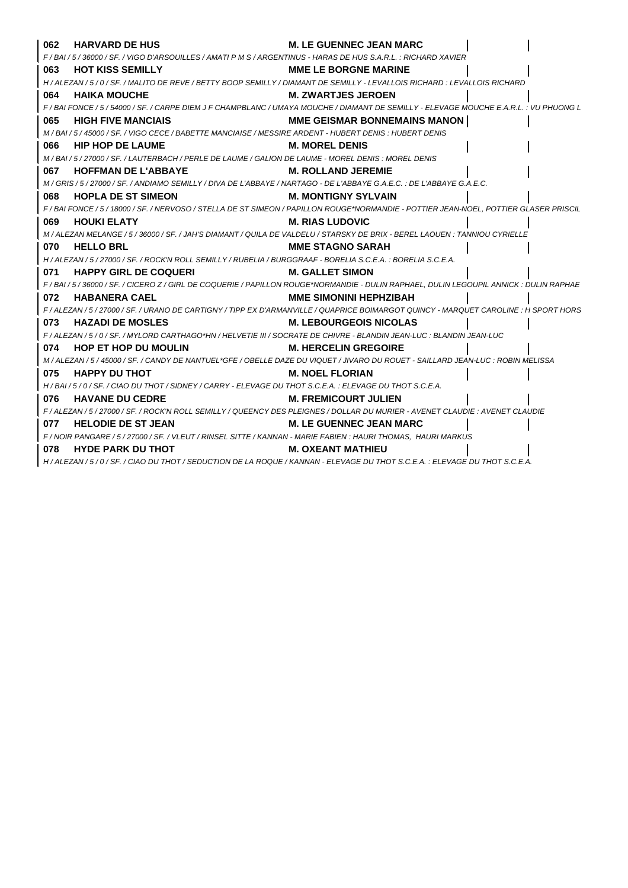**062 HARVARD DE HUS** **M. LE GUENNEC JEAN MARC**

*F / BAI / 5 / 36000 / SF. / VIGO D'ARSOUILLES / AMATI P M S / ARGENTINUS - HARAS DE HUS S.A.R.L. : RICHARD XAVIER*

**063 HOT KISS SEMILLY** **MME LE BORGNE MARINE**

*H / ALEZAN / 5 / 0 / SF. / MALITO DE REVE / BETTY BOOP SEMILLY / DIAMANT DE SEMILLY - LEVALLOIS RICHARD : LEVALLOIS RICHARD*

**064 HAIKA MOUCHE** **M. ZWARTJES JEROEN**

*F / BAI FONCE / 5 / 54000 / SF. / CARPE DIEM J F CHAMPBLANC / UMAYA MOUCHE / DIAMANT DE SEMILLY - ELEVAGE MOUCHE E.A.R.L. : VU PHUONG L*

**065 HIGH FIVE MANCIAIS** **MME GEISMAR BONNEMAINS MANON**

*M / BAI / 5 / 45000 / SF. / VIGO CECE / BABETTE MANCIAISE / MESSIRE ARDENT - HUBERT DENIS : HUBERT DENIS*

**066 HIP HOP DE LAUME** **M. MOREL DENIS**

*M / BAI / 5 / 27000 / SF. / LAUTERBACH / PERLE DE LAUME / GALION DE LAUME - MOREL DENIS : MOREL DENIS*

**067 HOFFMAN DE L'ABBAYE** **M. ROLLAND JEREMIE**

*M / GRIS / 5 / 27000 / SF. / ANDIAMO SEMILLY / DIVA DE L'ABBAYE / NARTAGO - DE L'ABBAYE G.A.E.C. : DE L'ABBAYE G.A.E.C.*

**068 HOPLA DE ST SIMEON** **M. MONTIGNY SYLVAIN**

*F / BAI FONCE / 5 / 18000 / SF. / NERVOSO / STELLA DE ST SIMEON / PAPILLON ROUGE*NORMANDIE - POTTIER JEAN-NOEL, POTTIER GLASER PRISCIL*

**069 HOUKI ELATY** **M. RIAS LUDOVIC**

*M / ALEZAN MELANGE / 5 / 36000 / SF. / JAH'S DIAMANT / QUILA DE VALDELU / STARSKY DE BRIX - BEREL LAOUEN : TANNIOU CYRIELLE*

**070 HELLO BRL** **MME STAGNO SARAH**

*H / ALEZAN / 5 / 27000 / SF. / ROCK'N ROLL SEMILLY / RUBELIA / BURGGRAAF - BORELIA S.C.E.A. : BORELIA S.C.E.A.*

**071 HAPPY GIRL DE COQUERI** **M. GALLET SIMON**

*F / BAI / 5 / 36000 / SF. / CICERO Z / GIRL DE COQUERIE / PAPILLON ROUGE*NORMANDIE - DULIN RAPHAEL, DULIN LEGOUPIL ANNICK : DULIN RAPHAE*

**072 HABANERA CAEL** **MME SIMONINI HEPHZIBAH**

*F / ALEZAN / 5 / 27000 / SF. / URANO DE CARTIGNY / TIPP EX D'ARMANVILLE / QUAPRICE BOIMARGOT QUINCY - MARQUET CAROLINE : H SPORT HORS*

**073 HAZADI DE MOSLES** **M. LEBOURGEOIS NICOLAS**

*F / ALEZAN / 5 / 0 / SF. / MYLORD CARTHAGO*HN / HELVETIE III / SOCRATE DE CHIVRE - BLANDIN JEAN-LUC : BLANDIN JEAN-LUC*

**074 HOP ET HOP DU MOULIN** **M. HERCELIN GREGOIRE**

*M / ALEZAN / 5 / 45000 / SF. / CANDY DE NANTUEL*GFE / OBELLE DAZE DU VIQUET / JIVARO DU ROUET - SAILLARD JEAN-LUC : ROBIN MELISSA*

**075 HAPPY DU THOT** **M. NOEL FLORIAN**

*H / BAI / 5 / 0 / SF. / CIAO DU THOT / SIDNEY / CARRY - ELEVAGE DU THOT S.C.E.A. : ELEVAGE DU THOT S.C.E.A.*

**076 HAVANE DU CEDRE** **M. FREMICOURT JULIEN**

*F / ALEZAN / 5 / 27000 / SF. / ROCK'N ROLL SEMILLY / QUEENCY DES PLEIGNES / DOLLAR DU MURIER - AVENET CLAUDIE : AVENET CLAUDIE*

**077 HELODIE DE ST JEAN** **M. LE GUENNEC JEAN MARC**

*F / NOIR PANGARE / 5 / 27000 / SF. / VLEUT / RINSEL SITTE / KANNAN - MARIE FABIEN : HAURI THOMAS, HAURI MARKUS*

**078 HYDE PARK DU THOT** **M. OXEANT MATHIEU**

*H / ALEZAN / 5 / 0 / SF. / CIAO DU THOT / SEDUCTION DE LA ROQUE / KANNAN - ELEVAGE DU THOT S.C.E.A. : ELEVAGE DU THOT S.C.E.A.*